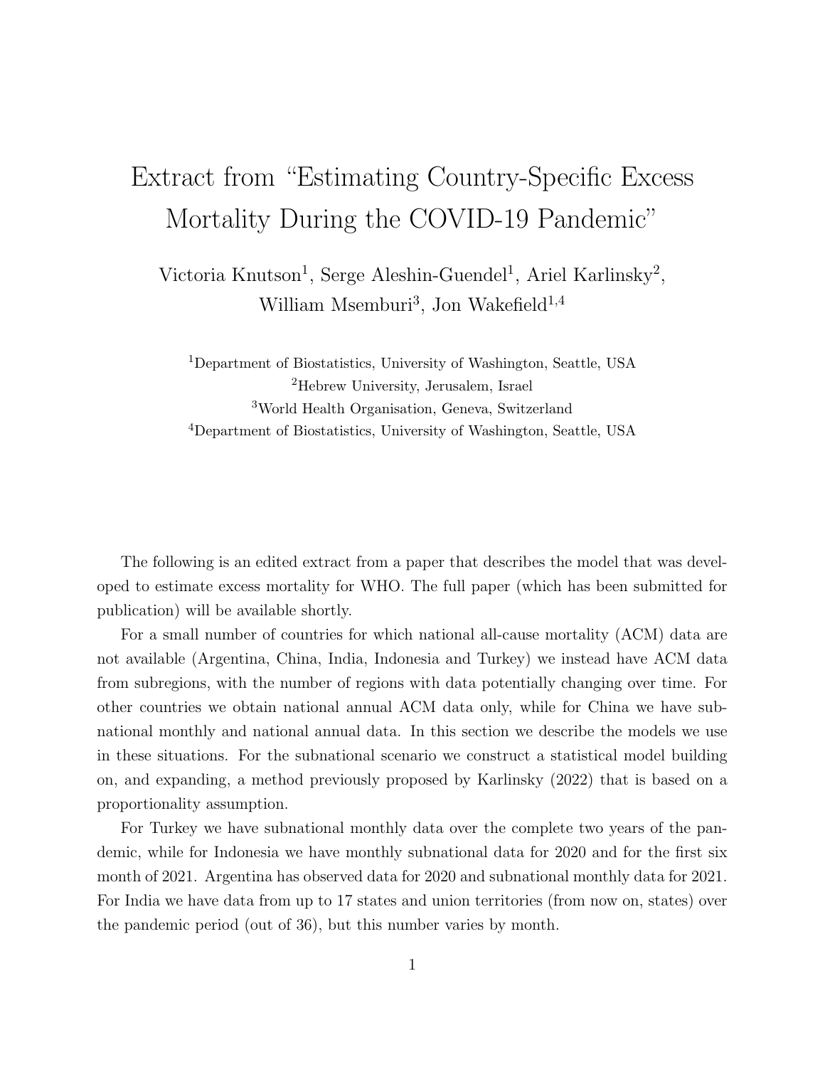# Extract from "Estimating Country-Specific Excess Mortality During the COVID-19 Pandemic"

Victoria Knutson[1], Serge Aleshin-Guendel[1], Ariel Karlinsky[2], William Msemburi[3], Jon Wakefield[1,4]

[1]Department of Biostatistics, University of Washington, Seattle, USA
[2]Hebrew University, Jerusalem, Israel
[3]World Health Organisation, Geneva, Switzerland
[4]Department of Biostatistics, University of Washington, Seattle, USA

The following is an edited extract from a paper that describes the model that was developed to estimate excess mortality for WHO. The full paper (which has been submitted for publication) will be available shortly.

For a small number of countries for which national all-cause mortality (ACM) data are not available (Argentina, China, India, Indonesia and Turkey) we instead have ACM data from subregions, with the number of regions with data potentially changing over time. For other countries we obtain national annual ACM data only, while for China we have subnational monthly and national annual data. In this section we describe the models we use in these situations. For the subnational scenario we construct a statistical model building on, and expanding, a method previously proposed by Karlinsky (2022) that is based on a proportionality assumption.

For Turkey we have subnational monthly data over the complete two years of the pandemic, while for Indonesia we have monthly subnational data for 2020 and for the first six month of 2021. Argentina has observed data for 2020 and subnational monthly data for 2021. For India we have data from up to 17 states and union territories (from now on, states) over the pandemic period (out of 36), but this number varies by month.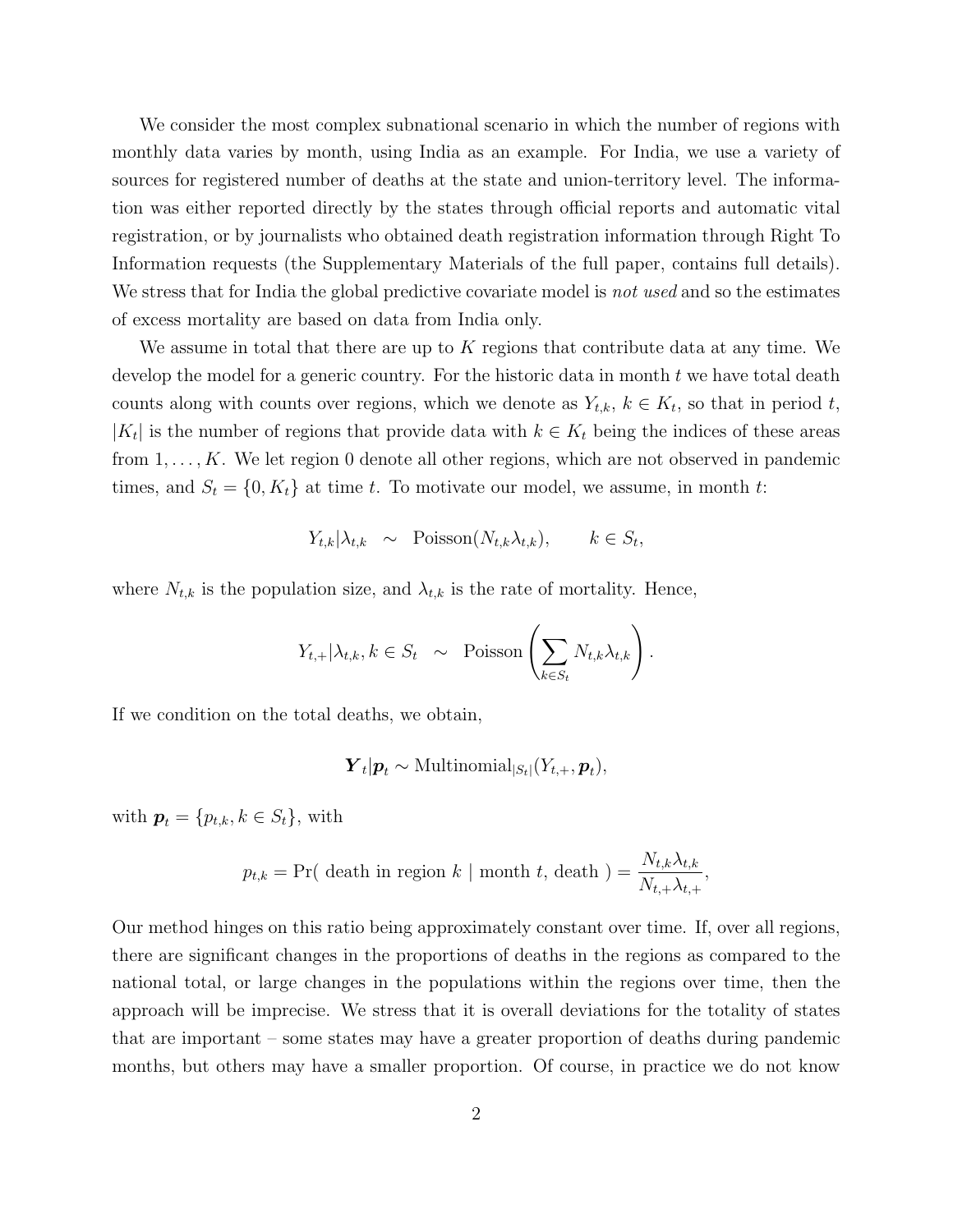We consider the most complex subnational scenario in which the number of regions with monthly data varies by month, using India as an example. For India, we use a variety of sources for registered number of deaths at the state and union-territory level. The information was either reported directly by the states through official reports and automatic vital registration, or by journalists who obtained death registration information through Right To Information requests (the Supplementary Materials of the full paper, contains full details). We stress that for India the global predictive covariate model is *not used* and so the estimates of excess mortality are based on data from India only.

We assume in total that there are up to $K$ regions that contribute data at any time. We develop the model for a generic country. For the historic data in month $t$ we have total death counts along with counts over regions, which we denote as $Y_{t,k}$, $k \in K_t$, so that in period $t$, $|K_t|$ is the number of regions that provide data with $k \in K_t$ being the indices of these areas from $1, \ldots, K$. We let region 0 denote all other regions, which are not observed in pandemic times, and $S_t = \{0, K_t\}$ at time $t$. To motivate our model, we assume, in month $t$:

$$Y_{t,k}|\lambda_{t,k} \sim \text{Poisson}(N_{t,k}\lambda_{t,k}), \qquad k \in S_t,$$

where $N_{t,k}$ is the population size, and $\lambda_{t,k}$ is the rate of mortality. Hence,

$$Y_{t,+}|\lambda_{t,k}, k \in S_t \sim \text{Poisson}\left(\sum_{k \in S_t} N_{t,k}\lambda_{t,k}\right).$$

If we condition on the total deaths, we obtain,

$$\boldsymbol{Y}_t|\boldsymbol{p}_t \sim \text{Multinomial}_{|S_t|}(Y_{t,+}, \boldsymbol{p}_t),$$

with $\boldsymbol{p}_t = \{p_{t,k}, k \in S_t\}$, with

$$p_{t,k} = \Pr(\text{ death in region } k \mid \text{month } t, \text{ death }) = \frac{N_{t,k}\lambda_{t,k}}{N_{t,+}\lambda_{t,+}},$$

Our method hinges on this ratio being approximately constant over time. If, over all regions, there are significant changes in the proportions of deaths in the regions as compared to the national total, or large changes in the populations within the regions over time, then the approach will be imprecise. We stress that it is overall deviations for the totality of states that are important – some states may have a greater proportion of deaths during pandemic months, but others may have a smaller proportion. Of course, in practice we do not know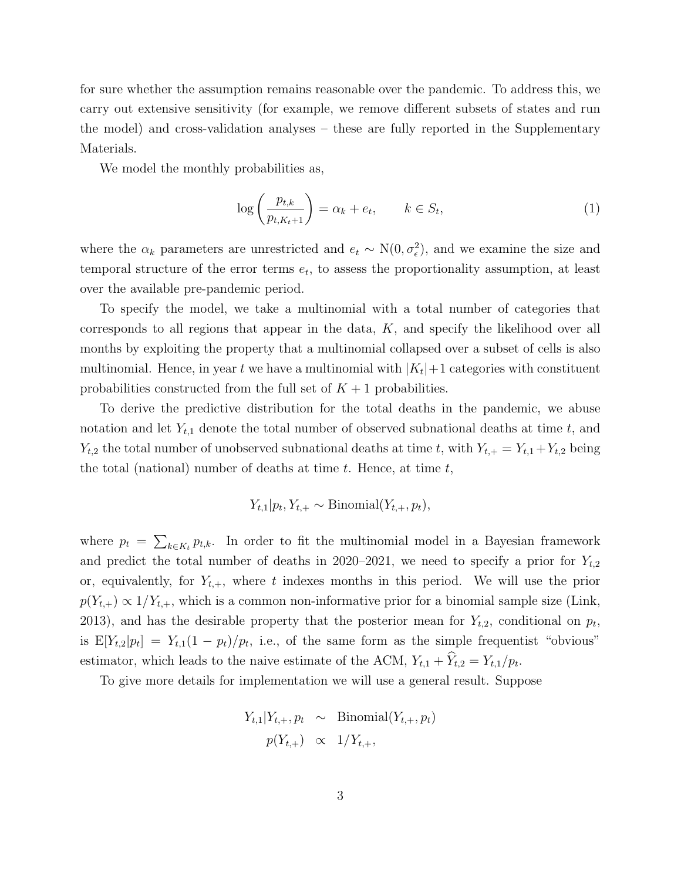for sure whether the assumption remains reasonable over the pandemic. To address this, we carry out extensive sensitivity (for example, we remove different subsets of states and run the model) and cross-validation analyses – these are fully reported in the Supplementary Materials.

We model the monthly probabilities as,

$$\log\left(\frac{p_{t,k}}{p_{t,K_t+1}}\right) = \alpha_k + e_t, \qquad k \in S_t, \tag{1}$$

where the $\alpha_k$ parameters are unrestricted and $e_t \sim \mathrm{N}(0, \sigma_\epsilon^2)$, and we examine the size and temporal structure of the error terms $e_t$, to assess the proportionality assumption, at least over the available pre-pandemic period.

To specify the model, we take a multinomial with a total number of categories that corresponds to all regions that appear in the data, $K$, and specify the likelihood over all months by exploiting the property that a multinomial collapsed over a subset of cells is also multinomial. Hence, in year $t$ we have a multinomial with $|K_t|+1$ categories with constituent probabilities constructed from the full set of $K+1$ probabilities.

To derive the predictive distribution for the total deaths in the pandemic, we abuse notation and let $Y_{t,1}$ denote the total number of observed subnational deaths at time $t$, and $Y_{t,2}$ the total number of unobserved subnational deaths at time $t$, with $Y_{t,+} = Y_{t,1} + Y_{t,2}$ being the total (national) number of deaths at time $t$. Hence, at time $t$,

$$Y_{t,1} | p_t, Y_{t,+} \sim \text{Binomial}(Y_{t,+}, p_t),$$

where $p_t = \sum_{k \in K_t} p_{t,k}$. In order to fit the multinomial model in a Bayesian framework and predict the total number of deaths in 2020–2021, we need to specify a prior for $Y_{t,2}$ or, equivalently, for $Y_{t,+}$, where $t$ indexes months in this period. We will use the prior $p(Y_{t,+}) \propto 1/Y_{t,+}$, which is a common non-informative prior for a binomial sample size (Link, 2013), and has the desirable property that the posterior mean for $Y_{t,2}$, conditional on $p_t$, is $\mathrm{E}[Y_{t,2}|p_t] = Y_{t,1}(1-p_t)/p_t$, i.e., of the same form as the simple frequentist "obvious" estimator, which leads to the naive estimate of the ACM, $Y_{t,1} + \widehat{Y}_{t,2} = Y_{t,1}/p_t$.

To give more details for implementation we will use a general result. Suppose

$$\begin{aligned} Y_{t,1} | Y_{t,+}, p_t &\sim \text{Binomial}(Y_{t,+}, p_t) \\ p(Y_{t,+}) &\propto 1/Y_{t,+}, \end{aligned}$$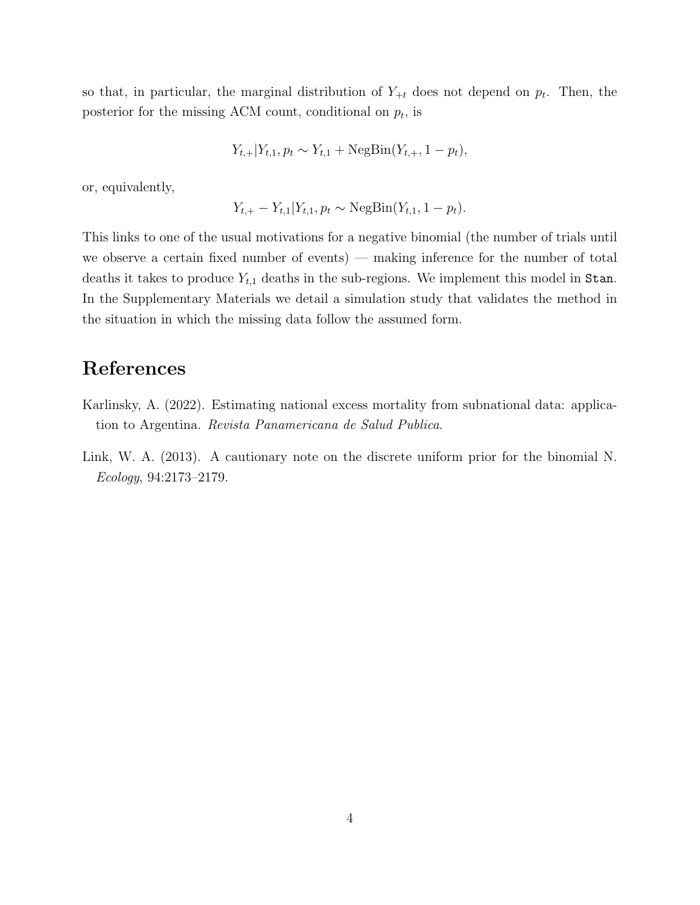so that, in particular, the marginal distribution of $Y_{+t}$ does not depend on $p_t$. Then, the posterior for the missing ACM count, conditional on $p_t$, is

$$Y_{t,+}|Y_{t,1}, p_t \sim Y_{t,1} + \text{NegBin}(Y_{t,+}, 1 - p_t),$$

or, equivalently,

$$Y_{t,+} - Y_{t,1}|Y_{t,1}, p_t \sim \text{NegBin}(Y_{t,1}, 1 - p_t).$$

This links to one of the usual motivations for a negative binomial (the number of trials until we observe a certain fixed number of events) — making inference for the number of total deaths it takes to produce $Y_{t,1}$ deaths in the sub-regions. We implement this model in `Stan`. In the Supplementary Materials we detail a simulation study that validates the method in the situation in which the missing data follow the assumed form.

## References

Karlinsky, A. (2022). Estimating national excess mortality from subnational data: application to Argentina. *Revista Panamericana de Salud Publica*.

Link, W. A. (2013). A cautionary note on the discrete uniform prior for the binomial N. *Ecology*, 94:2173–2179.